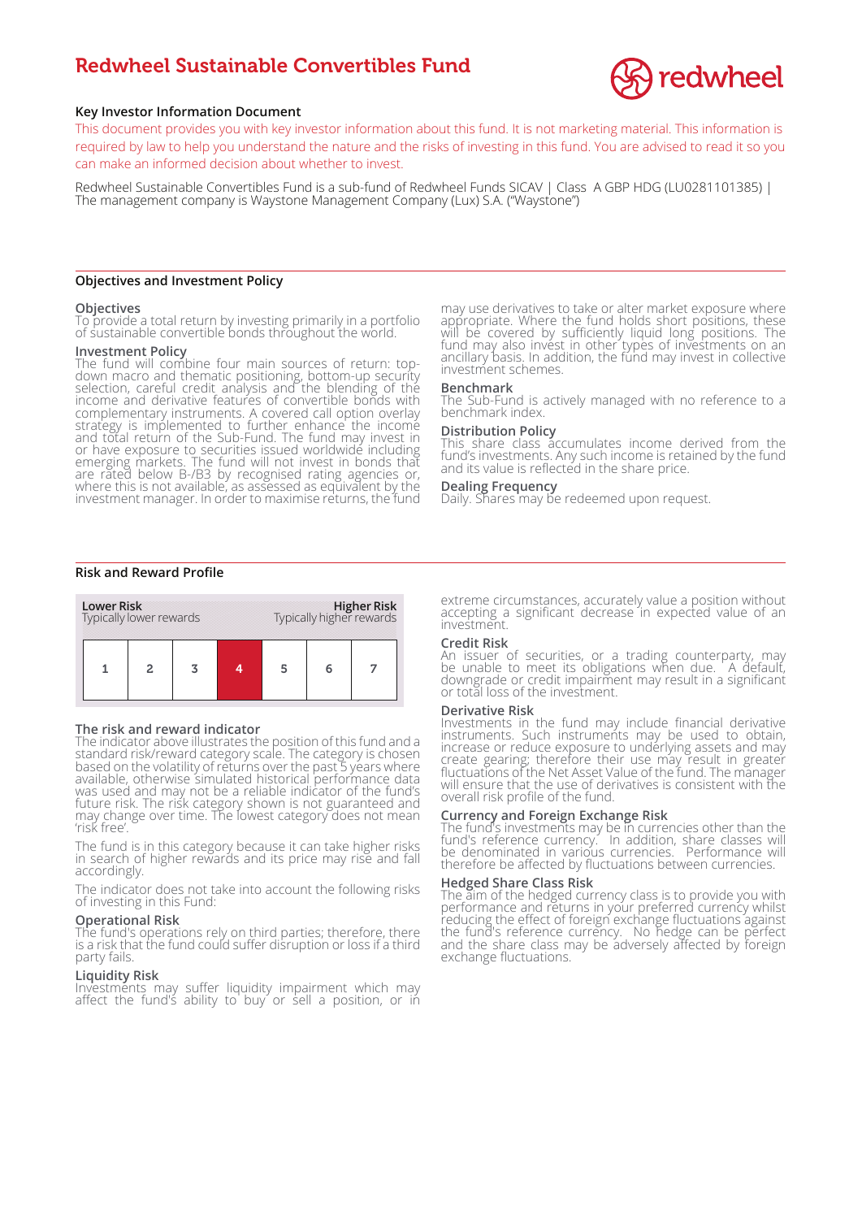# Redwheel Sustainable Convertibles Fund

## Key Investor Information Document

This document provides you with key investor information about this fund. It is not marketing material. This information is required by law to help you understand the nature and the risks of investing in this fund. You are advised to read it so you can make an informed decision about whether to invest.

Redwheel Sustainable Convertibles Fund is a sub-fund of Redwheel Funds SICAV | Class A GBP HDG (LU0281101385) | The management company is Waystone Management Company (Lux) S.A. ("Waystone")

## Objectives and Investment Policy

### Objectives

To provide a total return by investing primarily in a portfolio of sustainable convertible bonds throughout the world.

### Investment Policy

The fund will combine four main sources of return: top-down macro and thematic positioning, bottom-up security selection, careful credit analysis and the blending of the income and derivative features of convertible bonds with complementary instruments. A covered call option overlay strategy is implemented to further enhance the income and total return of the Sub-Fund. The fund may invest in or have exposure to securities issued worldwide including emerging markets. The fund will not invest in bonds that are rated below B-/B3 by recognised rating agencies or, where this is not available, as assessed as equivalent by the investment manager. In order to maximise returns, the fund may use derivatives to take or alter market exposure where appropriate. Where the fund holds short positions, these will be covered by sufficiently liquid long positions. The fund may also invest in other types of investments on an ancillary basis. In addition, the fund may invest in collective investment schemes.

### Benchmark

The Sub-Fund is actively managed with no reference to a benchmark index.

### Distribution Policy

This share class accumulates income derived from the fund's investments. Any such income is retained by the fund and its value is reflected in the share price.

### Dealing Frequency

Daily. Shares may be redeemed upon request.

## Risk and Reward Profile

| Lower Risk<br>Typically lower rewards | | | | | | Higher Risk<br>Typically higher rewards |
|---|---|---|---|---|---|---|
| 1 | 2 | 3 | **4** | 5 | 6 | 7 |

### The risk and reward indicator

The indicator above illustrates the position of this fund and a standard risk/reward category scale. The category is chosen based on the volatility of returns over the past 5 years where available, otherwise simulated historical performance data was used and may not be a reliable indicator of the fund's future risk. The risk category shown is not guaranteed and may change over time. The lowest category does not mean 'risk free'.

The fund is in this category because it can take higher risks in search of higher rewards and its price may rise and fall accordingly.

The indicator does not take into account the following risks of investing in this Fund:

### Operational Risk

The fund's operations rely on third parties; therefore, there is a risk that the fund could suffer disruption or loss if a third party fails.

### Liquidity Risk

Investments may suffer liquidity impairment which may affect the fund's ability to buy or sell a position, or in extreme circumstances, accurately value a position without accepting a significant decrease in expected value of an investment.

### Credit Risk

An issuer of securities, or a trading counterparty, may be unable to meet its obligations when due. A default, downgrade or credit impairment may result in a significant or total loss of the investment.

### Derivative Risk

Investments in the fund may include financial derivative instruments. Such instruments may be used to obtain, increase or reduce exposure to underlying assets and may create gearing; therefore their use may result in greater fluctuations of the Net Asset Value of the fund. The manager will ensure that the use of derivatives is consistent with the overall risk profile of the fund.

### Currency and Foreign Exchange Risk

The fund's investments may be in currencies other than the fund's reference currency. In addition, share classes will be denominated in various currencies. Performance will therefore be affected by fluctuations between currencies.

### Hedged Share Class Risk

The aim of the hedged currency class is to provide you with performance and returns in your preferred currency whilst reducing the effect of foreign exchange fluctuations against the fund's reference currency. No hedge can be perfect and the share class may be adversely affected by foreign exchange fluctuations.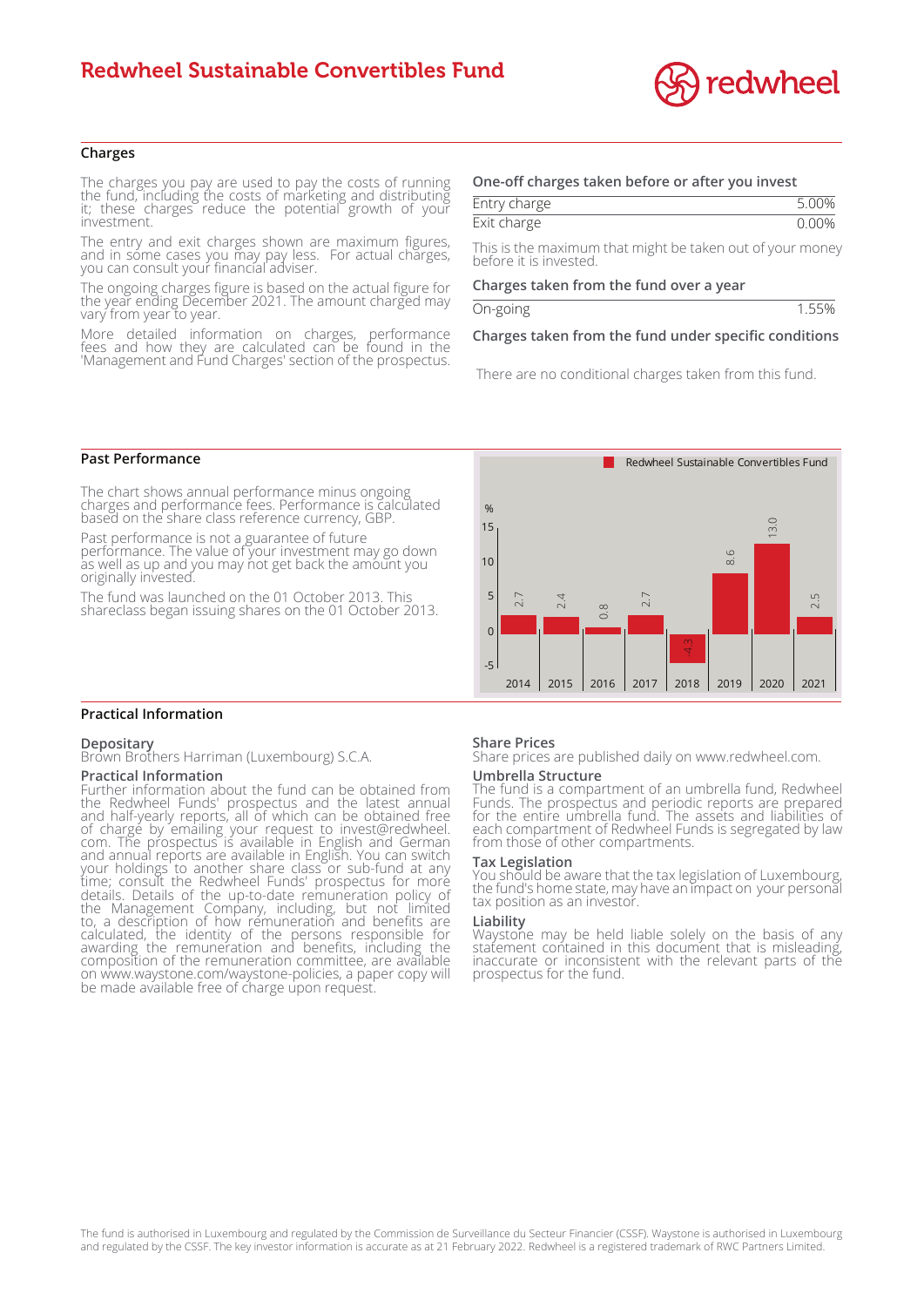# Redwheel Sustainable Convertibles Fund

## Charges

The charges you pay are used to pay the costs of running the fund, including the costs of marketing and distributing it; these charges reduce the potential growth of your investment.

The entry and exit charges shown are maximum figures, and in some cases you may pay less. For actual charges, you can consult your financial adviser.

The ongoing charges figure is based on the actual figure for the year ending December 2021. The amount charged may vary from year to year.

More detailed information on charges, performance fees and how they are calculated can be found in the 'Management and Fund Charges' section of the prospectus.

**One-off charges taken before or after you invest**

| | |
|---|---|
| Entry charge | 5.00% |
| Exit charge | 0.00% |

This is the maximum that might be taken out of your money before it is invested.

**Charges taken from the fund over a year**

| | |
|---|---|
| On-going | 1.55% |

**Charges taken from the fund under specific conditions**

There are no conditional charges taken from this fund.

## Past Performance

The chart shows annual performance minus ongoing charges and performance fees. Performance is calculated based on the share class reference currency, GBP.

Past performance is not a guarantee of future performance. The value of your investment may go down as well as up and you may not get back the amount you originally invested.

The fund was launched on the 01 October 2013. This shareclass began issuing shares on the 01 October 2013.

Redwheel Sustainable Convertibles Fund

%

15

10

5

0

-5

2014: 2.7
2015: 2.4
2016: 0.8
2017: 2.7
2018: -4.3
2019: 8.6
2020: 13.0
2021: 2.5

## Practical Information

**Depositary**
Brown Brothers Harriman (Luxembourg) S.C.A.

**Practical Information**
Further information about the fund can be obtained from the Redwheel Funds' prospectus and the latest annual and half-yearly reports, all of which can be obtained free of charge by emailing your request to invest@redwheel.com. The prospectus is available in English and German and annual reports are available in English. You can switch your holdings to another share class or sub-fund at any time; consult the Redwheel Funds' prospectus for more details. Details of the up-to-date remuneration policy of the Management Company, including, but not limited to, a description of how remuneration and benefits are calculated, the identity of the persons responsible for awarding the remuneration and benefits, including the composition of the remuneration committee, are available on www.waystone.com/waystone-policies, a paper copy will be made available free of charge upon request.

**Share Prices**
Share prices are published daily on www.redwheel.com.

**Umbrella Structure**
The fund is a compartment of an umbrella fund, Redwheel Funds. The prospectus and periodic reports are prepared for the entire umbrella fund. The assets and liabilities of each compartment of Redwheel Funds is segregated by law from those of other compartments.

**Tax Legislation**
You should be aware that the tax legislation of Luxembourg, the fund's home state, may have an impact on your personal tax position as an investor.

**Liability**
Waystone may be held liable solely on the basis of any statement contained in this document that is misleading, inaccurate or inconsistent with the relevant parts of the prospectus for the fund.

The fund is authorised in Luxembourg and regulated by the Commission de Surveillance du Secteur Financier (CSSF). Waystone is authorised in Luxembourg and regulated by the CSSF. The key investor information is accurate as at 21 February 2022. Redwheel is a registered trademark of RWC Partners Limited.